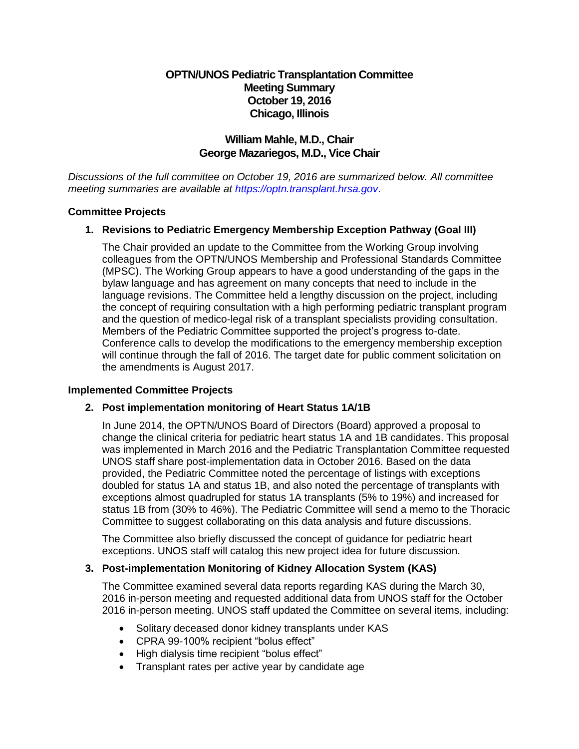# OPTN/UNOS Pediatric Transplantation Committee
# Meeting Summary
# October 19, 2016
# Chicago, Illinois

## William Mahle, M.D., Chair
## George Mazariegos, M.D., Vice Chair

*Discussions of the full committee on October 19, 2016 are summarized below. All committee meeting summaries are available at [https://optn.transplant.hrsa.gov](https://optn.transplant.hrsa.gov).*

### Committee Projects

**1. Revisions to Pediatric Emergency Membership Exception Pathway (Goal III)**

The Chair provided an update to the Committee from the Working Group involving colleagues from the OPTN/UNOS Membership and Professional Standards Committee (MPSC). The Working Group appears to have a good understanding of the gaps in the bylaw language and has agreement on many concepts that need to include in the language revisions. The Committee held a lengthy discussion on the project, including the concept of requiring consultation with a high performing pediatric transplant program and the question of medico-legal risk of a transplant specialists providing consultation. Members of the Pediatric Committee supported the project's progress to-date. Conference calls to develop the modifications to the emergency membership exception will continue through the fall of 2016. The target date for public comment solicitation on the amendments is August 2017.

### Implemented Committee Projects

**2. Post implementation monitoring of Heart Status 1A/1B**

In June 2014, the OPTN/UNOS Board of Directors (Board) approved a proposal to change the clinical criteria for pediatric heart status 1A and 1B candidates. This proposal was implemented in March 2016 and the Pediatric Transplantation Committee requested UNOS staff share post-implementation data in October 2016. Based on the data provided, the Pediatric Committee noted the percentage of listings with exceptions doubled for status 1A and status 1B, and also noted the percentage of transplants with exceptions almost quadrupled for status 1A transplants (5% to 19%) and increased for status 1B from (30% to 46%). The Pediatric Committee will send a memo to the Thoracic Committee to suggest collaborating on this data analysis and future discussions.

The Committee also briefly discussed the concept of guidance for pediatric heart exceptions. UNOS staff will catalog this new project idea for future discussion.

**3. Post-implementation Monitoring of Kidney Allocation System (KAS)**

The Committee examined several data reports regarding KAS during the March 30, 2016 in-person meeting and requested additional data from UNOS staff for the October 2016 in-person meeting. UNOS staff updated the Committee on several items, including:

- Solitary deceased donor kidney transplants under KAS
- CPRA 99-100% recipient "bolus effect"
- High dialysis time recipient "bolus effect"
- Transplant rates per active year by candidate age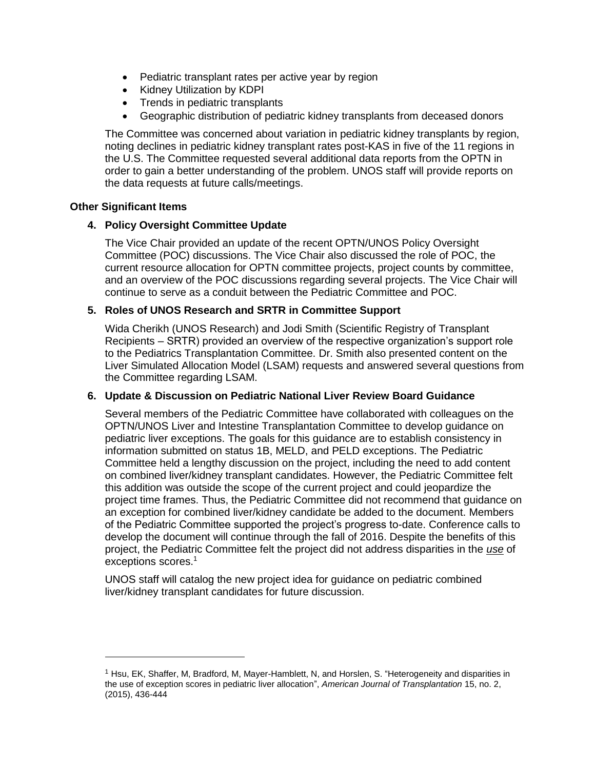- Pediatric transplant rates per active year by region
- Kidney Utilization by KDPI
- Trends in pediatric transplants
- Geographic distribution of pediatric kidney transplants from deceased donors

The Committee was concerned about variation in pediatric kidney transplants by region, noting declines in pediatric kidney transplant rates post-KAS in five of the 11 regions in the U.S. The Committee requested several additional data reports from the OPTN in order to gain a better understanding of the problem. UNOS staff will provide reports on the data requests at future calls/meetings.

### Other Significant Items

#### 4. Policy Oversight Committee Update

The Vice Chair provided an update of the recent OPTN/UNOS Policy Oversight Committee (POC) discussions. The Vice Chair also discussed the role of POC, the current resource allocation for OPTN committee projects, project counts by committee, and an overview of the POC discussions regarding several projects. The Vice Chair will continue to serve as a conduit between the Pediatric Committee and POC.

#### 5. Roles of UNOS Research and SRTR in Committee Support

Wida Cherikh (UNOS Research) and Jodi Smith (Scientific Registry of Transplant Recipients – SRTR) provided an overview of the respective organization's support role to the Pediatrics Transplantation Committee. Dr. Smith also presented content on the Liver Simulated Allocation Model (LSAM) requests and answered several questions from the Committee regarding LSAM.

#### 6. Update & Discussion on Pediatric National Liver Review Board Guidance

Several members of the Pediatric Committee have collaborated with colleagues on the OPTN/UNOS Liver and Intestine Transplantation Committee to develop guidance on pediatric liver exceptions. The goals for this guidance are to establish consistency in information submitted on status 1B, MELD, and PELD exceptions. The Pediatric Committee held a lengthy discussion on the project, including the need to add content on combined liver/kidney transplant candidates. However, the Pediatric Committee felt this addition was outside the scope of the current project and could jeopardize the project time frames. Thus, the Pediatric Committee did not recommend that guidance on an exception for combined liver/kidney candidate be added to the document. Members of the Pediatric Committee supported the project's progress to-date. Conference calls to develop the document will continue through the fall of 2016. Despite the benefits of this project, the Pediatric Committee felt the project did not address disparities in the ***use*** of exceptions scores.[1]

UNOS staff will catalog the new project idea for guidance on pediatric combined liver/kidney transplant candidates for future discussion.

---

[1] Hsu, EK, Shaffer, M, Bradford, M, Mayer-Hamblett, N, and Horslen, S. "Heterogeneity and disparities in the use of exception scores in pediatric liver allocation", *American Journal of Transplantation* 15, no. 2, (2015), 436-444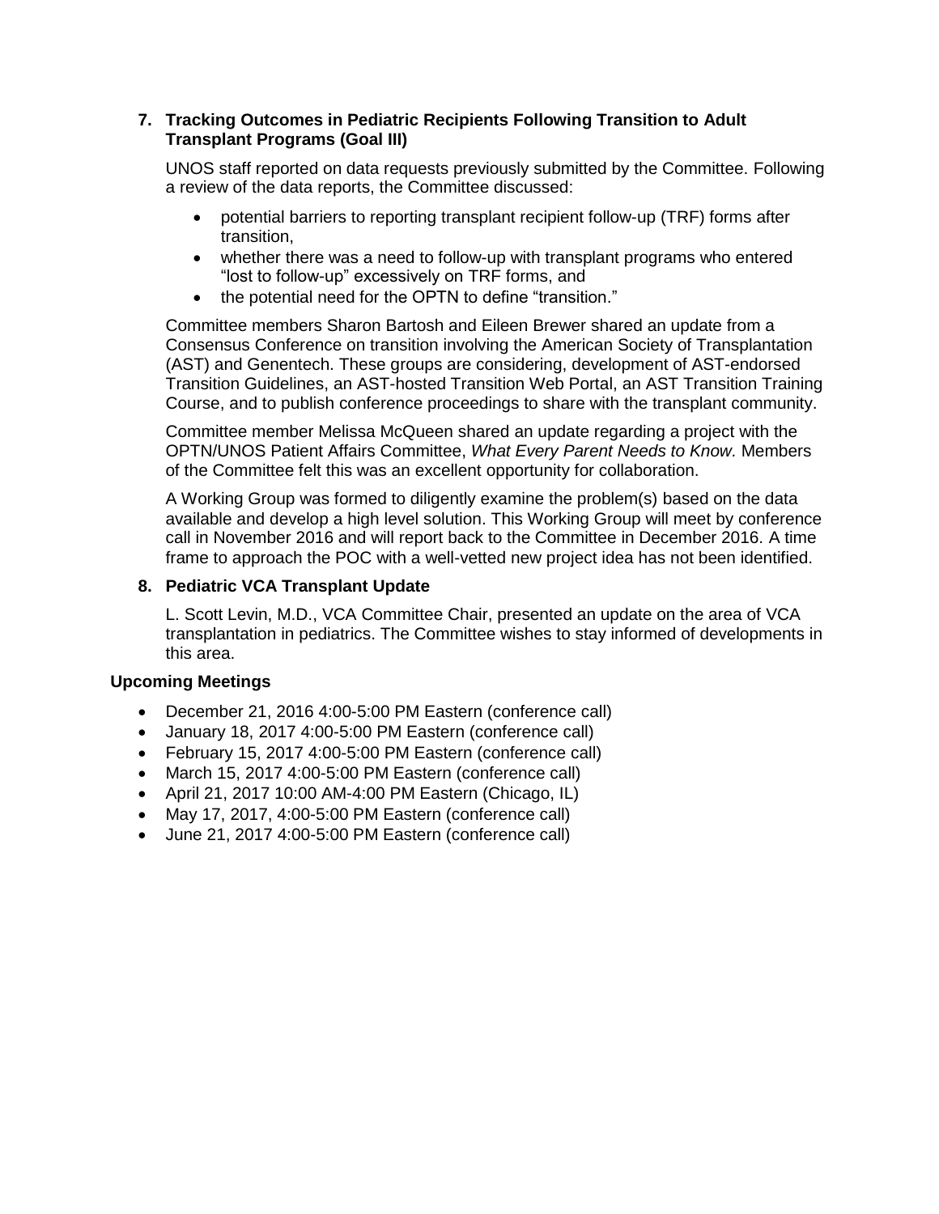### 7. Tracking Outcomes in Pediatric Recipients Following Transition to Adult Transplant Programs (Goal III)

UNOS staff reported on data requests previously submitted by the Committee. Following a review of the data reports, the Committee discussed:

- potential barriers to reporting transplant recipient follow-up (TRF) forms after transition,
- whether there was a need to follow-up with transplant programs who entered "lost to follow-up" excessively on TRF forms, and
- the potential need for the OPTN to define "transition."

Committee members Sharon Bartosh and Eileen Brewer shared an update from a Consensus Conference on transition involving the American Society of Transplantation (AST) and Genentech. These groups are considering, development of AST-endorsed Transition Guidelines, an AST-hosted Transition Web Portal, an AST Transition Training Course, and to publish conference proceedings to share with the transplant community.

Committee member Melissa McQueen shared an update regarding a project with the OPTN/UNOS Patient Affairs Committee, *What Every Parent Needs to Know.* Members of the Committee felt this was an excellent opportunity for collaboration.

A Working Group was formed to diligently examine the problem(s) based on the data available and develop a high level solution. This Working Group will meet by conference call in November 2016 and will report back to the Committee in December 2016. A time frame to approach the POC with a well-vetted new project idea has not been identified.

### 8. Pediatric VCA Transplant Update

L. Scott Levin, M.D., VCA Committee Chair, presented an update on the area of VCA transplantation in pediatrics. The Committee wishes to stay informed of developments in this area.

## Upcoming Meetings

- December 21, 2016 4:00-5:00 PM Eastern (conference call)
- January 18, 2017 4:00-5:00 PM Eastern (conference call)
- February 15, 2017 4:00-5:00 PM Eastern (conference call)
- March 15, 2017 4:00-5:00 PM Eastern (conference call)
- April 21, 2017 10:00 AM-4:00 PM Eastern (Chicago, IL)
- May 17, 2017, 4:00-5:00 PM Eastern (conference call)
- June 21, 2017 4:00-5:00 PM Eastern (conference call)